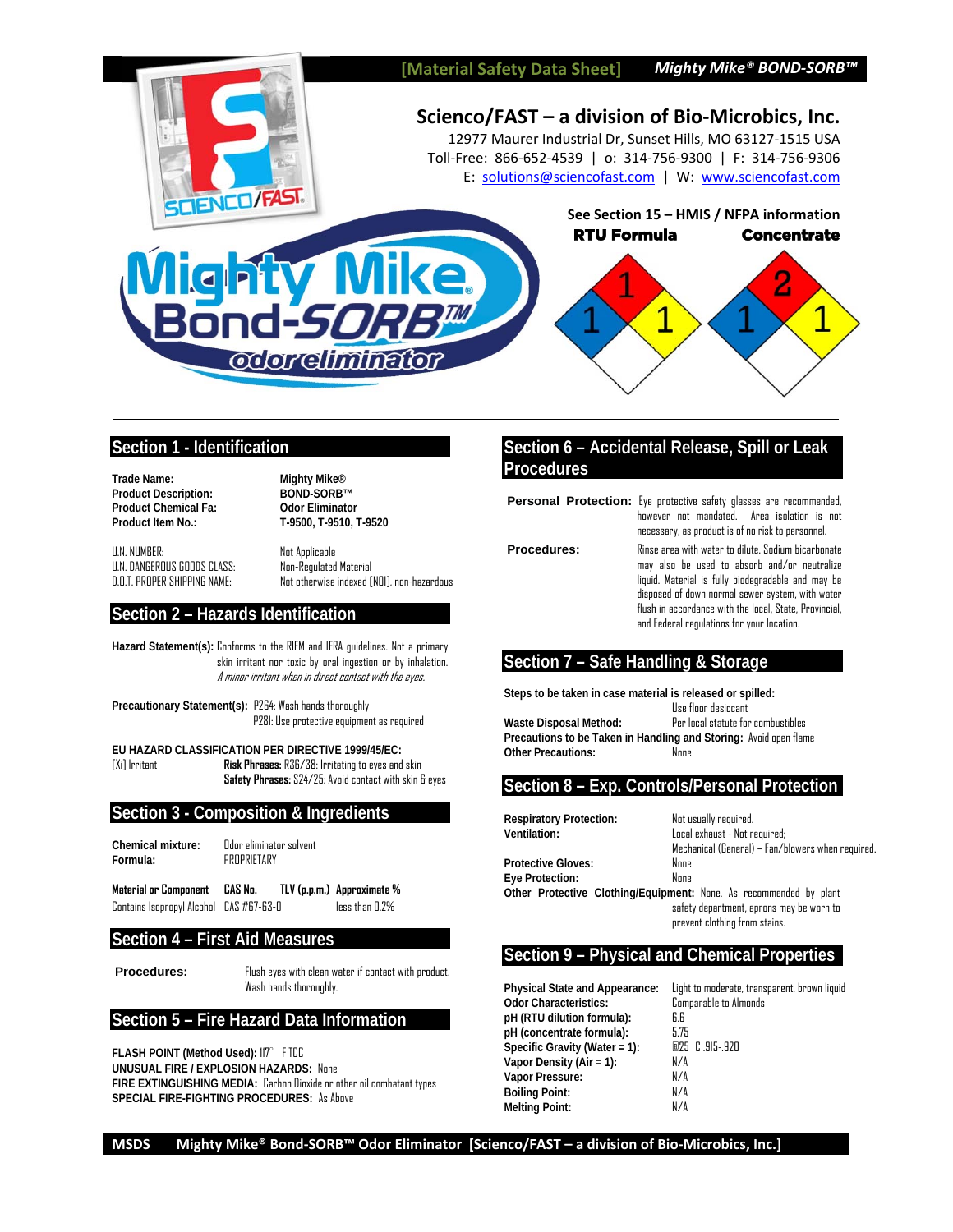[Material Safety Data Sheet] *Mighty Mike® BOND-SORB™*

# Scienco/FAST – a division of Bio-Microbics, Inc.

12977 Maurer Industrial Dr, Sunset Hills, MO 63127-1515 USA
Toll-Free: 866-652-4539 | o: 314-756-9300 | F: 314-756-9306
E: solutions@sciencofast.com | W: www.sciencofast.com

**See Section 15 – HMIS / NFPA information**

| | RTU Formula | Concentrate |
|---|---|---|
| Health (blue) | 1 | 1 |
| Flammability (red) | 1 | 2 |
| Reactivity (yellow) | 1 | 1 |
| Special (white) | | |

Mighty Mike® Bond-SORB™ odor eliminator

## Section 1 - Identification

| | |
|---|---|
| **Trade Name:** | **Mighty Mike®** |
| **Product Description:** | **BOND-SORB™** |
| **Product Chemical Fa:** | **Odor Eliminator** |
| **Product Item No.:** | **T-9500, T-9510, T-9520** |

| | |
|---|---|
| U.N. NUMBER: | Not Applicable |
| U.N. DANGEROUS GOODS CLASS: | Non-Regulated Material |
| D.O.T. PROPER SHIPPING NAME: | Not otherwise indexed [NOI], non-hazardous |

## Section 2 – Hazards Identification

**Hazard Statement(s):** Conforms to the RIFM and IFRA guidelines. Not a primary skin irritant nor toxic by oral ingestion or by inhalation. *A minor irritant when in direct contact with the eyes.*

**Precautionary Statement(s):** P264: Wash hands thoroughly
P281: Use protective equipment as required

**EU HAZARD CLASSIFICATION PER DIRECTIVE 1999/45/EC:**
[Xi] Irritant — **Risk Phrases:** R36/38: Irritating to eyes and skin
**Safety Phrases:** S24/25: Avoid contact with skin & eyes

## Section 3 - Composition & Ingredients

**Chemical mixture:** Odor eliminator solvent
**Formula:** PROPRIETARY

| Material or Component | CAS No. | TLV (p.p.m.) | Approximate % |
|---|---|---|---|
| Contains Isopropyl Alcohol | CAS #67-63-0 | | less than 0.2% |

## Section 4 – First Aid Measures

**Procedures:** Flush eyes with clean water if contact with product. Wash hands thoroughly.

## Section 5 – Fire Hazard Data Information

**FLASH POINT (Method Used):** 117° F TCC
**UNUSUAL FIRE / EXPLOSION HAZARDS:** None
**FIRE EXTINGUISHING MEDIA:** Carbon Dioxide or other oil combatant types
**SPECIAL FIRE-FIGHTING PROCEDURES:** As Above

## Section 6 – Accidental Release, Spill or Leak Procedures

**Personal Protection:** Eye protective safety glasses are recommended, however not mandated. Area isolation is not necessary, as product is of no risk to personnel.

**Procedures:** Rinse area with water to dilute. Sodium bicarbonate may also be used to absorb and/or neutralize liquid. Material is fully biodegradable and may be disposed of down normal sewer system, with water flush in accordance with the local, State, Provincial, and Federal regulations for your location.

## Section 7 – Safe Handling & Storage

**Steps to be taken in case material is released or spilled:** Use floor desiccant
**Waste Disposal Method:** Per local statute for combustibles
**Precautions to be Taken in Handling and Storing:** Avoid open flame
**Other Precautions:** None

## Section 8 – Exp. Controls/Personal Protection

**Respiratory Protection:** Not usually required.
**Ventilation:** Local exhaust - Not required; Mechanical (General) – Fan/blowers when required.
**Protective Gloves:** None
**Eye Protection:** None
**Other Protective Clothing/Equipment:** None. As recommended by plant safety department, aprons may be worn to prevent clothing from stains.

## Section 9 – Physical and Chemical Properties

| | |
|---|---|
| **Physical State and Appearance:** | Light to moderate, transparent, brown liquid |
| **Odor Characteristics:** | Comparable to Almonds |
| **pH (RTU dilution formula):** | 6.6 |
| **pH (concentrate formula):** | 5.75 |
| **Specific Gravity (Water = 1):** | @25 C .915-.920 |
| **Vapor Density (Air = 1):** | N/A |
| **Vapor Pressure:** | N/A |
| **Boiling Point:** | N/A |
| **Melting Point:** | N/A |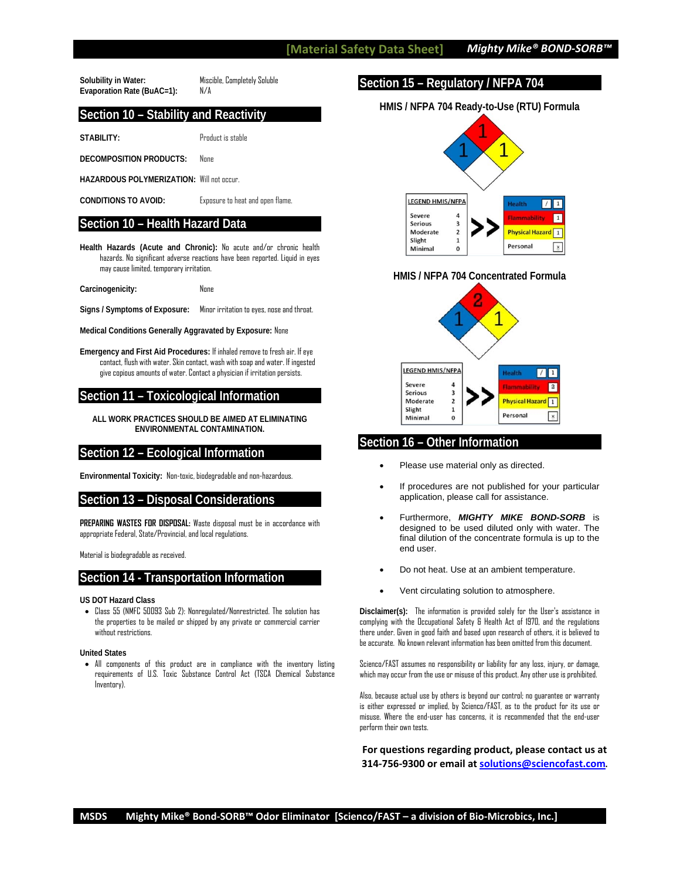**Solubility in Water:** Miscible, Completely Soluble
**Evaporation Rate (BuAC=1):** N/A

## Section 10 – Stability and Reactivity

**STABILITY:** Product is stable

**DECOMPOSITION PRODUCTS:** None

**HAZARDOUS POLYMERIZATION:** Will not occur.

**CONDITIONS TO AVOID:** Exposure to heat and open flame.

## Section 10 – Health Hazard Data

**Health Hazards (Acute and Chronic):** No acute and/or chronic health hazards. No significant adverse reactions have been reported. Liquid in eyes may cause limited, temporary irritation.

**Carcinogenicity:** None

**Signs / Symptoms of Exposure:** Minor irritation to eyes, nose and throat.

**Medical Conditions Generally Aggravated by Exposure:** None

**Emergency and First Aid Procedures:** If inhaled remove to fresh air. If eye contact, flush with water. Skin contact, wash with soap and water. If ingested give copious amounts of water. Contact a physician if irritation persists.

## Section 11 – Toxicological Information

**ALL WORK PRACTICES SHOULD BE AIMED AT ELIMINATING ENVIRONMENTAL CONTAMINATION.**

## Section 12 – Ecological Information

**Environmental Toxicity:** Non-toxic, biodegradable and non-hazardous.

## Section 13 – Disposal Considerations

**PREPARING WASTES FOR DISPOSAL:** Waste disposal must be in accordance with appropriate Federal, State/Provincial, and local regulations.

Material is biodegradable as received.

## Section 14 - Transportation Information

**US DOT Hazard Class**

- Class 55 (NMFC 50093 Sub 2): Nonregulated/Nonrestricted. The solution has the properties to be mailed or shipped by any private or commercial carrier without restrictions.

**United States**

- All components of this product are in compliance with the inventory listing requirements of U.S. Toxic Substance Control Act (TSCA Chemical Substance Inventory).

## Section 15 – Regulatory / NFPA 704

### HMIS / NFPA 704 Ready-to-Use (RTU) Formula

1
1
1

| LEGEND HMIS/NFPA | |
|---|---|
| Severe | 4 |
| Serious | 3 |
| Moderate | 2 |
| Slight | 1 |
| Minimal | 0 |

| | | |
|---|---|---|
| Health | / | 1 |
| Flammability | | 1 |
| Physical Hazard | | 1 |
| Personal | | x |

### HMIS / NFPA 704 Concentrated Formula

2
1
1

| LEGEND HMIS/NFPA | |
|---|---|
| Severe | 4 |
| Serious | 3 |
| Moderate | 2 |
| Slight | 1 |
| Minimal | 0 |

| | | |
|---|---|---|
| Health | / | 1 |
| Flammability | | 2 |
| Physical Hazard | | 1 |
| Personal | | x |

## Section 16 – Other Information

- Please use material only as directed.
- If procedures are not published for your particular application, please call for assistance.
- Furthermore, ***MIGHTY MIKE BOND-SORB*** is designed to be used diluted only with water. The final dilution of the concentrate formula is up to the end user.
- Do not heat. Use at an ambient temperature.
- Vent circulating solution to atmosphere.

**Disclaimer(s):** The information is provided solely for the User's assistance in complying with the Occupational Safety & Health Act of 1970, and the regulations there under. Given in good faith and based upon research of others, it is believed to be accurate. No known relevant information has been omitted from this document.

Scienco/FAST assumes no responsibility or liability for any loss, injury, or damage, which may occur from the use or misuse of this product. Any other use is prohibited.

Also, because actual use by others is beyond our control; no guarantee or warranty is either expressed or implied, by Scienco/FAST, as to the product for its use or misuse. Where the end-user has concerns, it is recommended that the end-user perform their own tests.

**For questions regarding product, please contact us at 314-756-9300 or email at solutions@sciencofast.com.**